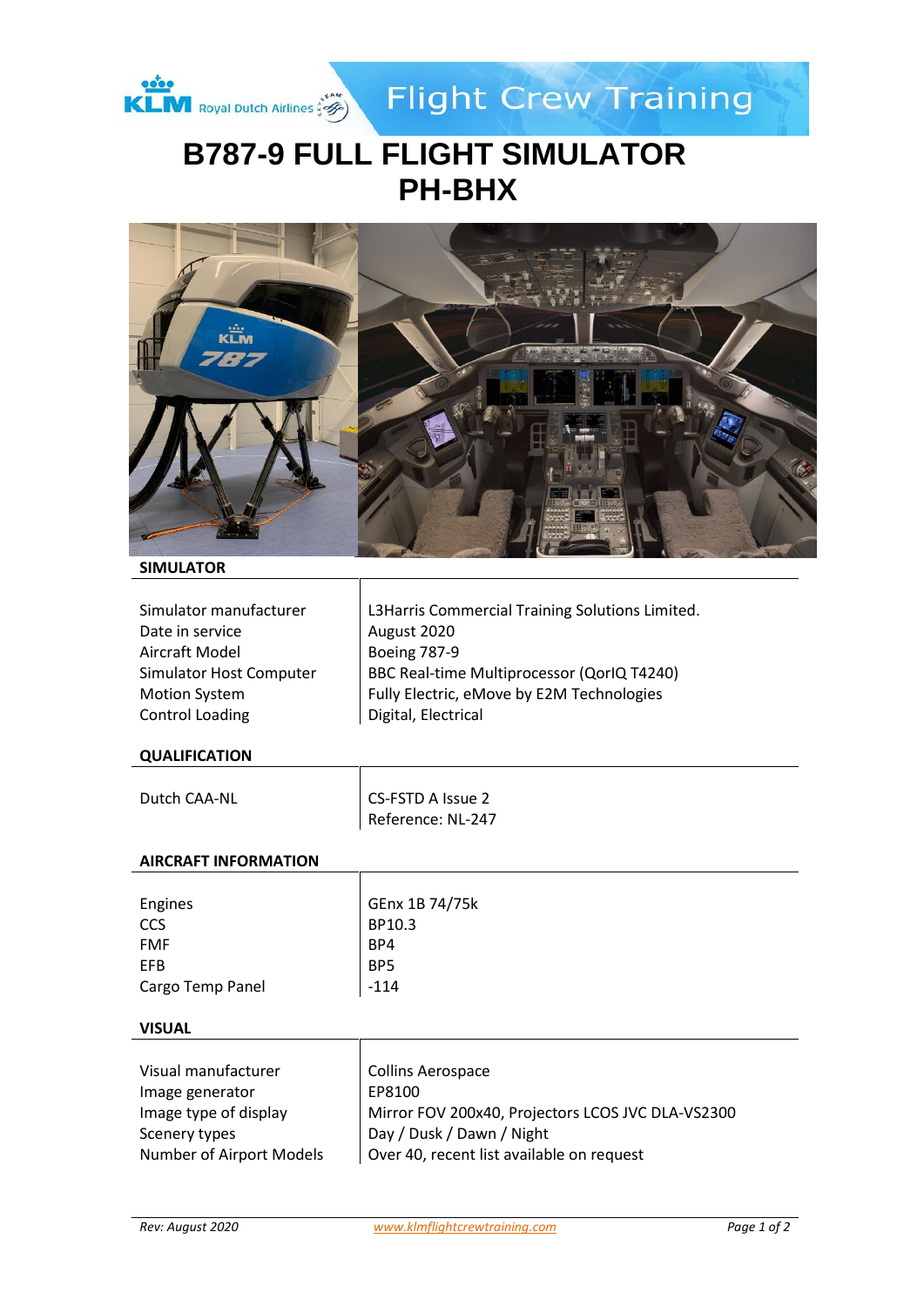# B787-9 FULL FLIGHT SIMULATOR PH-BHX

## SIMULATOR

| | |
|---|---|
| Simulator manufacturer | L3Harris Commercial Training Solutions Limited. |
| Date in service | August 2020 |
| Aircraft Model | Boeing 787-9 |
| Simulator Host Computer | BBC Real-time Multiprocessor (QorIQ T4240) |
| Motion System | Fully Electric, eMove by E2M Technologies |
| Control Loading | Digital, Electrical |

## QUALIFICATION

| | |
|---|---|
| Dutch CAA-NL | CS-FSTD A Issue 2<br>Reference: NL-247 |

## AIRCRAFT INFORMATION

| | |
|---|---|
| Engines | GEnx 1B 74/75k |
| CCS | BP10.3 |
| FMF | BP4 |
| EFB | BP5 |
| Cargo Temp Panel | -114 |

## VISUAL

| | |
|---|---|
| Visual manufacturer | Collins Aerospace |
| Image generator | EP8100 |
| Image type of display | Mirror FOV 200x40, Projectors LCOS JVC DLA-VS2300 |
| Scenery types | Day / Dusk / Dawn / Night |
| Number of Airport Models | Over 40, recent list available on request |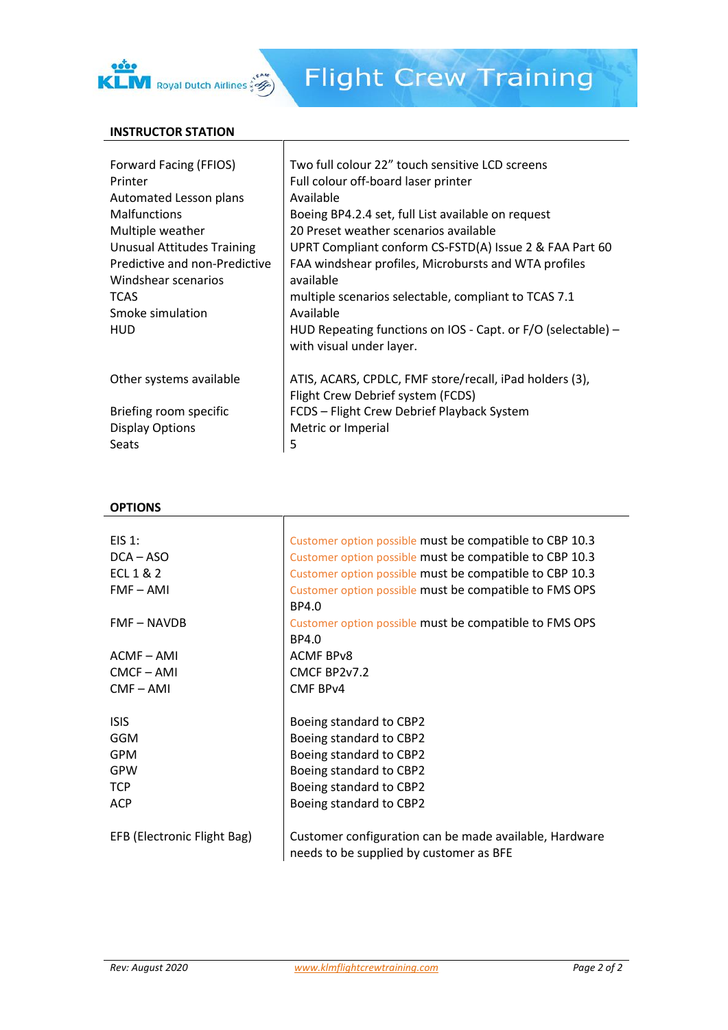## INSTRUCTOR STATION

| | |
|---|---|
| Forward Facing (FFIOS) | Two full colour 22" touch sensitive LCD screens |
| Printer | Full colour off-board laser printer |
| Automated Lesson plans | Available |
| Malfunctions | Boeing BP4.2.4 set, full List available on request |
| Multiple weather | 20 Preset weather scenarios available |
| Unusual Attitudes Training | UPRT Compliant conform CS-FSTD(A) Issue 2 & FAA Part 60 |
| Predictive and non-Predictive Windshear scenarios | FAA windshear profiles, Microbursts and WTA profiles available |
| TCAS | multiple scenarios selectable, compliant to TCAS 7.1 |
| Smoke simulation | Available |
| HUD | HUD Repeating functions on IOS - Capt. or F/O (selectable) – with visual under layer. |
| Other systems available | ATIS, ACARS, CPDLC, FMF store/recall, iPad holders (3), Flight Crew Debrief system (FCDS) |
| Briefing room specific | FCDS – Flight Crew Debrief Playback System |
| Display Options | Metric or Imperial |
| Seats | 5 |

## OPTIONS

| | |
|---|---|
| EIS 1: | Customer option possible must be compatible to CBP 10.3 |
| DCA – ASO | Customer option possible must be compatible to CBP 10.3 |
| ECL 1 & 2 | Customer option possible must be compatible to CBP 10.3 |
| FMF – AMI | Customer option possible must be compatible to FMS OPS BP4.0 |
| FMF – NAVDB | Customer option possible must be compatible to FMS OPS BP4.0 |
| ACMF – AMI | ACMF BPv8 |
| CMCF – AMI | CMCF BP2v7.2 |
| CMF – AMI | CMF BPv4 |
| ISIS | Boeing standard to CBP2 |
| GGM | Boeing standard to CBP2 |
| GPM | Boeing standard to CBP2 |
| GPW | Boeing standard to CBP2 |
| TCP | Boeing standard to CBP2 |
| ACP | Boeing standard to CBP2 |
| EFB (Electronic Flight Bag) | Customer configuration can be made available, Hardware needs to be supplied by customer as BFE |

*Rev: August 2020* [www.klmflightcrewtraining.com](www.klmflightcrewtraining.com)